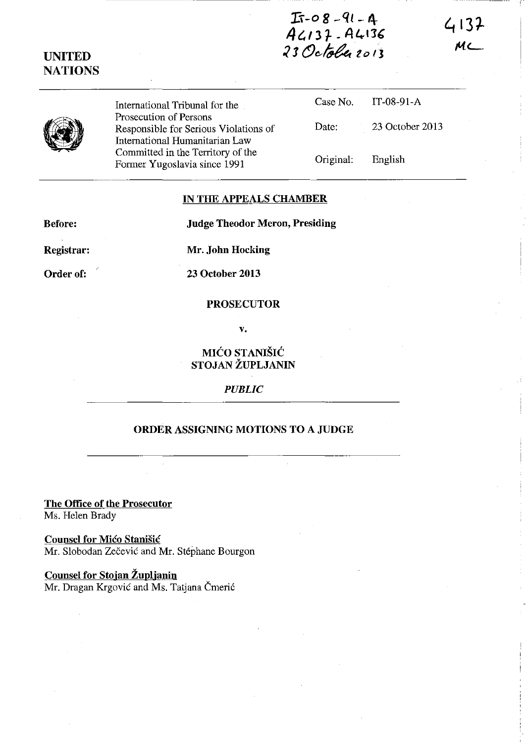IT-08-91-A
A4137 - A4136
23 October 2013

4137
MC

**UNITED NATIONS**

| International Tribunal for the Prosecution of Persons Responsible for Serious Violations of International Humanitarian Law Committed in the Territory of the Former Yugoslavia since 1991 | Case No. | IT-08-91-A |
|---|---|---|
| | Date: | 23 October 2013 |
| | Original: | English |

## IN THE APPEALS CHAMBER

**Before:** **Judge Theodor Meron, Presiding**

**Registrar:** **Mr. John Hocking**

**Order of:** **23 October 2013**

**PROSECUTOR**

**v.**

**MIĆO STANIŠIĆ**
**STOJAN ŽUPLJANIN**

*PUBLIC*

## ORDER ASSIGNING MOTIONS TO A JUDGE

**The Office of the Prosecutor**
Ms. Helen Brady

**Counsel for Mićo Stanišić**
Mr. Slobodan Zečević and Mr. Stéphane Bourgon

**Counsel for Stojan Župljanin**
Mr. Dragan Krgović and Ms. Tatjana Čmerić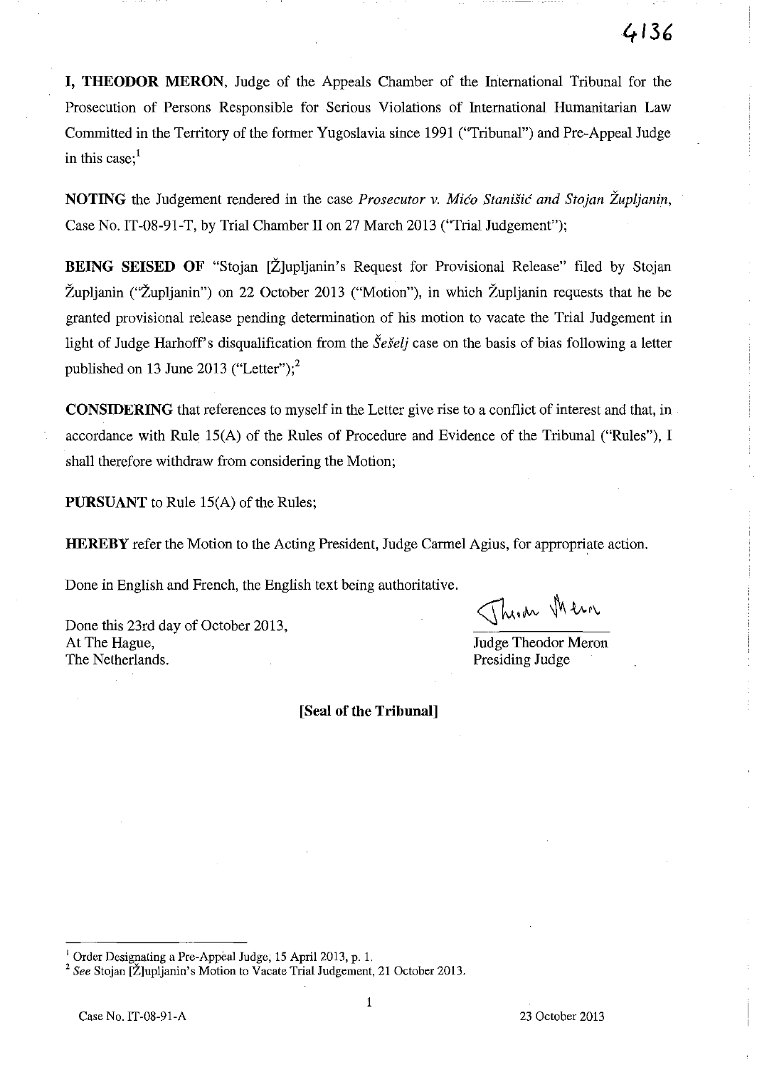**I, THEODOR MERON**, Judge of the Appeals Chamber of the International Tribunal for the Prosecution of Persons Responsible for Serious Violations of International Humanitarian Law Committed in the Territory of the former Yugoslavia since 1991 ("Tribunal") and Pre-Appeal Judge in this case;[1]

**NOTING** the Judgement rendered in the case *Prosecutor v. Mićo Stanišić and Stojan Župljanin*, Case No. IT-08-91-T, by Trial Chamber II on 27 March 2013 ("Trial Judgement");

**BEING SEISED OF** "Stojan [Ž]upljanin's Request for Provisional Release" filed by Stojan Župljanin ("Župljanin") on 22 October 2013 ("Motion"), in which Župljanin requests that he be granted provisional release pending determination of his motion to vacate the Trial Judgement in light of Judge Harhoff's disqualification from the *Šešelj* case on the basis of bias following a letter published on 13 June 2013 ("Letter");[2]

**CONSIDERING** that references to myself in the Letter give rise to a conflict of interest and that, in accordance with Rule 15(A) of the Rules of Procedure and Evidence of the Tribunal ("Rules"), I shall therefore withdraw from considering the Motion;

**PURSUANT** to Rule 15(A) of the Rules;

**HEREBY** refer the Motion to the Acting President, Judge Carmel Agius, for appropriate action.

Done in English and French, the English text being authoritative.

Done this 23rd day of October 2013,
At The Hague,
The Netherlands.

Judge Theodor Meron
Presiding Judge

**[Seal of the Tribunal]**

---

[1] Order Designating a Pre-Appeal Judge, 15 April 2013, p. 1.

[2] *See* Stojan [Ž]upljanin's Motion to Vacate Trial Judgement, 21 October 2013.